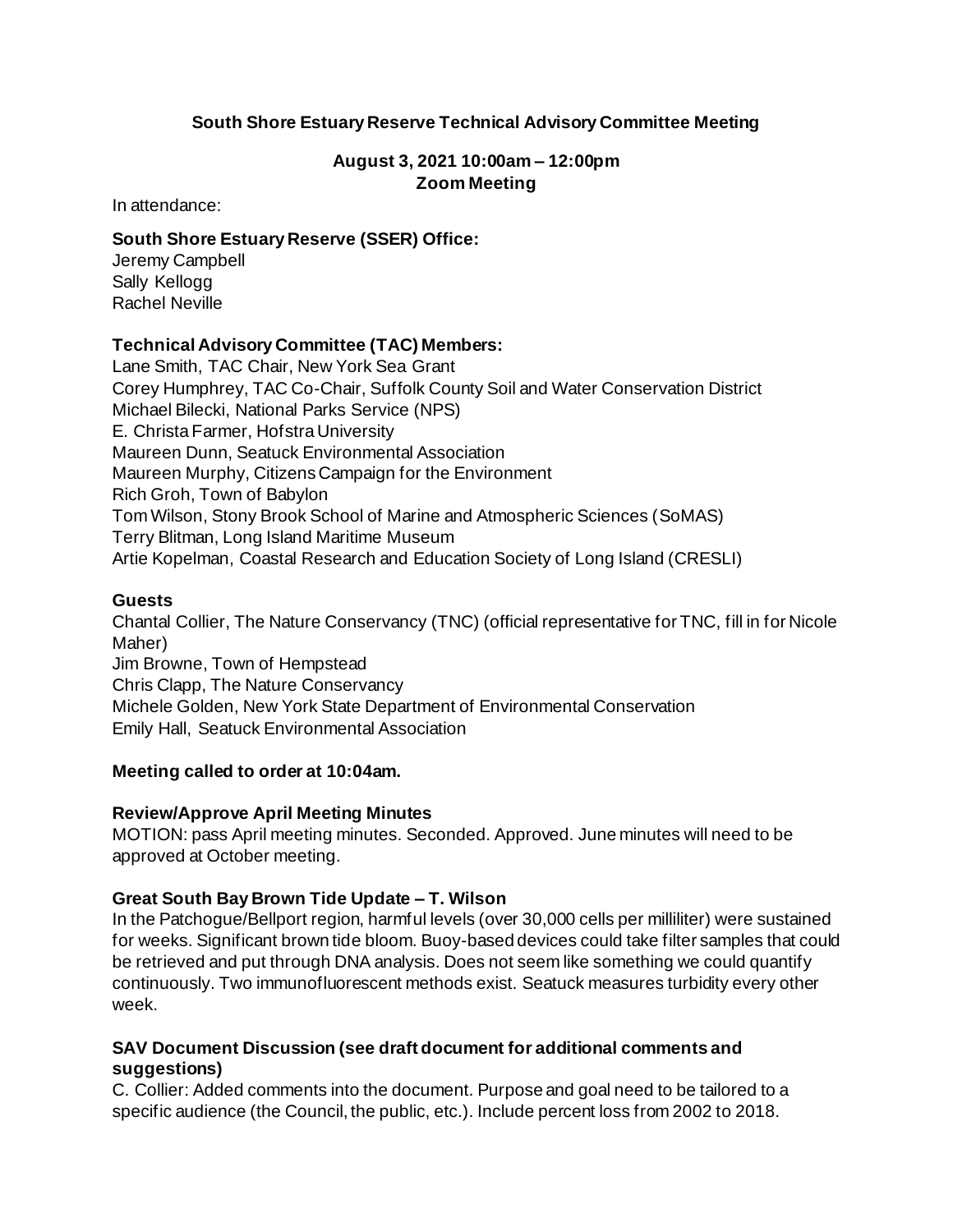**South Shore Estuary Reserve Technical Advisory Committee Meeting**

**August 3, 2021 10:00am – 12:00pm**
**Zoom Meeting**

In attendance:

**South Shore Estuary Reserve (SSER) Office:**
Jeremy Campbell
Sally Kellogg
Rachel Neville

**Technical Advisory Committee (TAC) Members:**
Lane Smith, TAC Chair, New York Sea Grant
Corey Humphrey, TAC Co-Chair, Suffolk County Soil and Water Conservation District
Michael Bilecki, National Parks Service (NPS)
E. Christa Farmer, Hofstra University
Maureen Dunn, Seatuck Environmental Association
Maureen Murphy, Citizens Campaign for the Environment
Rich Groh, Town of Babylon
Tom Wilson, Stony Brook School of Marine and Atmospheric Sciences (SoMAS)
Terry Blitman, Long Island Maritime Museum
Artie Kopelman, Coastal Research and Education Society of Long Island (CRESLI)

**Guests**
Chantal Collier, The Nature Conservancy (TNC) (official representative for TNC, fill in for Nicole Maher)
Jim Browne, Town of Hempstead
Chris Clapp, The Nature Conservancy
Michele Golden, New York State Department of Environmental Conservation
Emily Hall, Seatuck Environmental Association

**Meeting called to order at 10:04am.**

**Review/Approve April Meeting Minutes**
MOTION: pass April meeting minutes. Seconded. Approved. June minutes will need to be approved at October meeting.

**Great South Bay Brown Tide Update – T. Wilson**
In the Patchogue/Bellport region, harmful levels (over 30,000 cells per milliliter) were sustained for weeks. Significant brown tide bloom. Buoy-based devices could take filter samples that could be retrieved and put through DNA analysis. Does not seem like something we could quantify continuously. Two immunofluorescent methods exist. Seatuck measures turbidity every other week.

**SAV Document Discussion (see draft document for additional comments and suggestions)**
C. Collier: Added comments into the document. Purpose and goal need to be tailored to a specific audience (the Council, the public, etc.). Include percent loss from 2002 to 2018.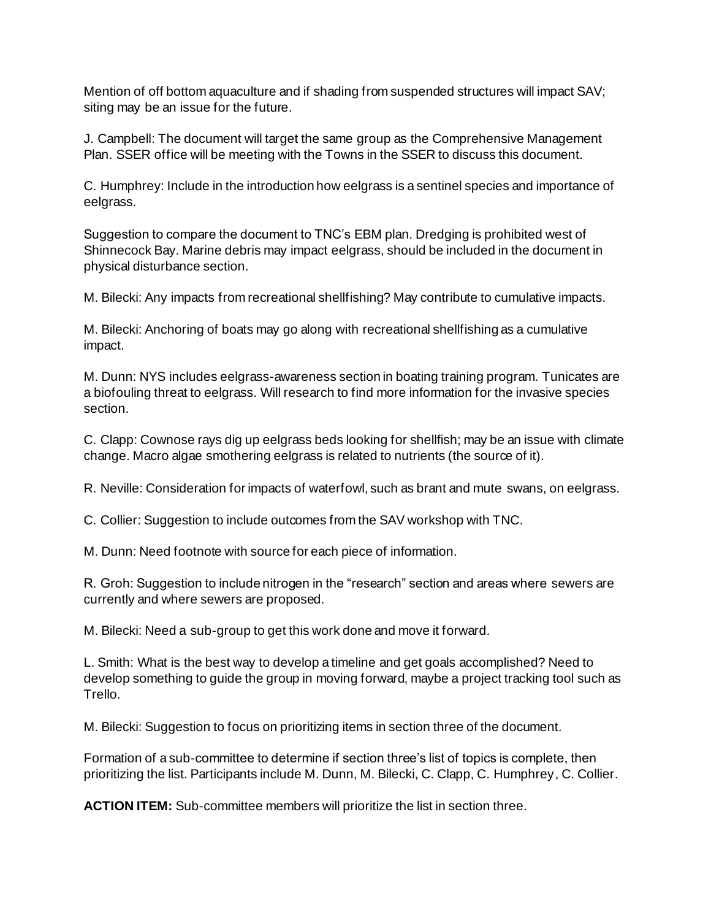Mention of off bottom aquaculture and if shading from suspended structures will impact SAV; siting may be an issue for the future.

J. Campbell: The document will target the same group as the Comprehensive Management Plan. SSER office will be meeting with the Towns in the SSER to discuss this document.

C. Humphrey: Include in the introduction how eelgrass is a sentinel species and importance of eelgrass.

Suggestion to compare the document to TNC's EBM plan. Dredging is prohibited west of Shinnecock Bay. Marine debris may impact eelgrass, should be included in the document in physical disturbance section.

M. Bilecki: Any impacts from recreational shellfishing? May contribute to cumulative impacts.

M. Bilecki: Anchoring of boats may go along with recreational shellfishing as a cumulative impact.

M. Dunn: NYS includes eelgrass-awareness section in boating training program. Tunicates are a biofouling threat to eelgrass. Will research to find more information for the invasive species section.

C. Clapp: Cownose rays dig up eelgrass beds looking for shellfish; may be an issue with climate change. Macro algae smothering eelgrass is related to nutrients (the source of it).

R. Neville: Consideration for impacts of waterfowl, such as brant and mute swans, on eelgrass.

C. Collier: Suggestion to include outcomes from the SAV workshop with TNC.

M. Dunn: Need footnote with source for each piece of information.

R. Groh: Suggestion to include nitrogen in the "research" section and areas where sewers are currently and where sewers are proposed.

M. Bilecki: Need a sub-group to get this work done and move it forward.

L. Smith: What is the best way to develop a timeline and get goals accomplished? Need to develop something to guide the group in moving forward, maybe a project tracking tool such as Trello.

M. Bilecki: Suggestion to focus on prioritizing items in section three of the document.

Formation of a sub-committee to determine if section three's list of topics is complete, then prioritizing the list. Participants include M. Dunn, M. Bilecki, C. Clapp, C. Humphrey, C. Collier.

**ACTION ITEM:** Sub-committee members will prioritize the list in section three.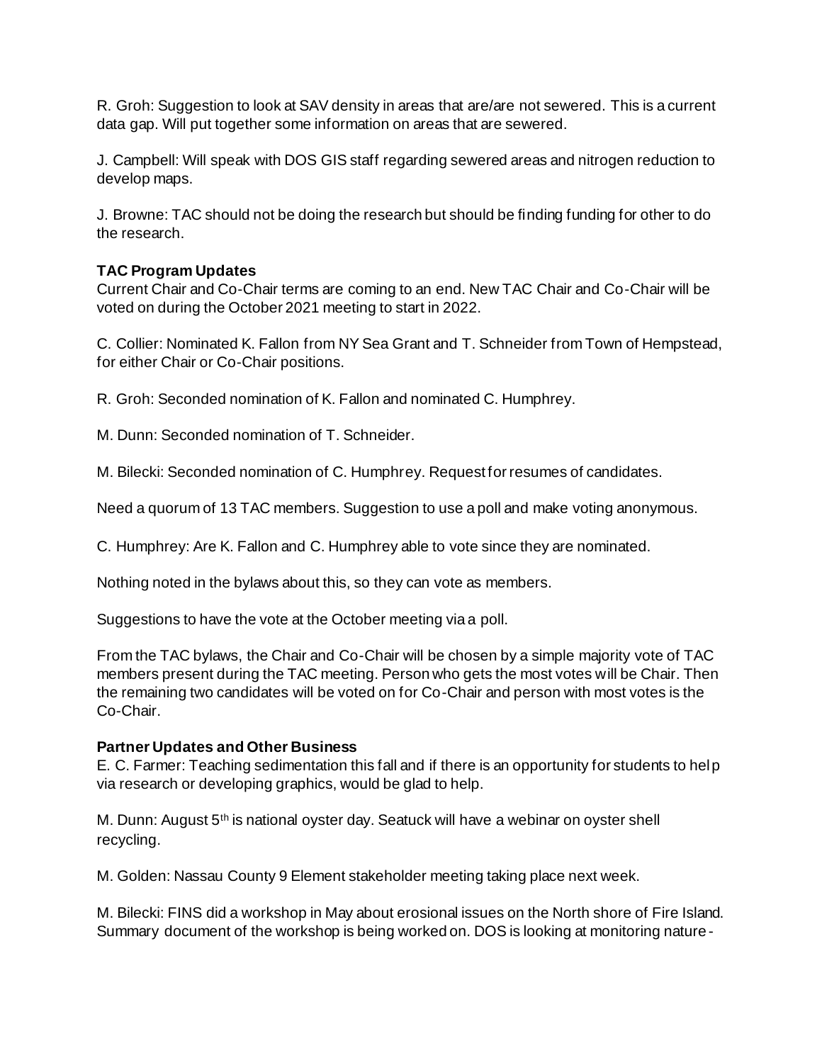R. Groh: Suggestion to look at SAV density in areas that are/are not sewered. This is a current data gap. Will put together some information on areas that are sewered.

J. Campbell: Will speak with DOS GIS staff regarding sewered areas and nitrogen reduction to develop maps.

J. Browne: TAC should not be doing the research but should be finding funding for other to do the research.

**TAC Program Updates**

Current Chair and Co-Chair terms are coming to an end. New TAC Chair and Co-Chair will be voted on during the October 2021 meeting to start in 2022.

C. Collier: Nominated K. Fallon from NY Sea Grant and T. Schneider from Town of Hempstead, for either Chair or Co-Chair positions.

R. Groh: Seconded nomination of K. Fallon and nominated C. Humphrey.

M. Dunn: Seconded nomination of T. Schneider.

M. Bilecki: Seconded nomination of C. Humphrey. Request for resumes of candidates.

Need a quorum of 13 TAC members. Suggestion to use a poll and make voting anonymous.

C. Humphrey: Are K. Fallon and C. Humphrey able to vote since they are nominated.

Nothing noted in the bylaws about this, so they can vote as members.

Suggestions to have the vote at the October meeting via a poll.

From the TAC bylaws, the Chair and Co-Chair will be chosen by a simple majority vote of TAC members present during the TAC meeting. Person who gets the most votes will be Chair. Then the remaining two candidates will be voted on for Co-Chair and person with most votes is the Co-Chair.

**Partner Updates and Other Business**

E. C. Farmer: Teaching sedimentation this fall and if there is an opportunity for students to help via research or developing graphics, would be glad to help.

M. Dunn: August 5th is national oyster day. Seatuck will have a webinar on oyster shell recycling.

M. Golden: Nassau County 9 Element stakeholder meeting taking place next week.

M. Bilecki: FINS did a workshop in May about erosional issues on the North shore of Fire Island. Summary document of the workshop is being worked on. DOS is looking at monitoring nature-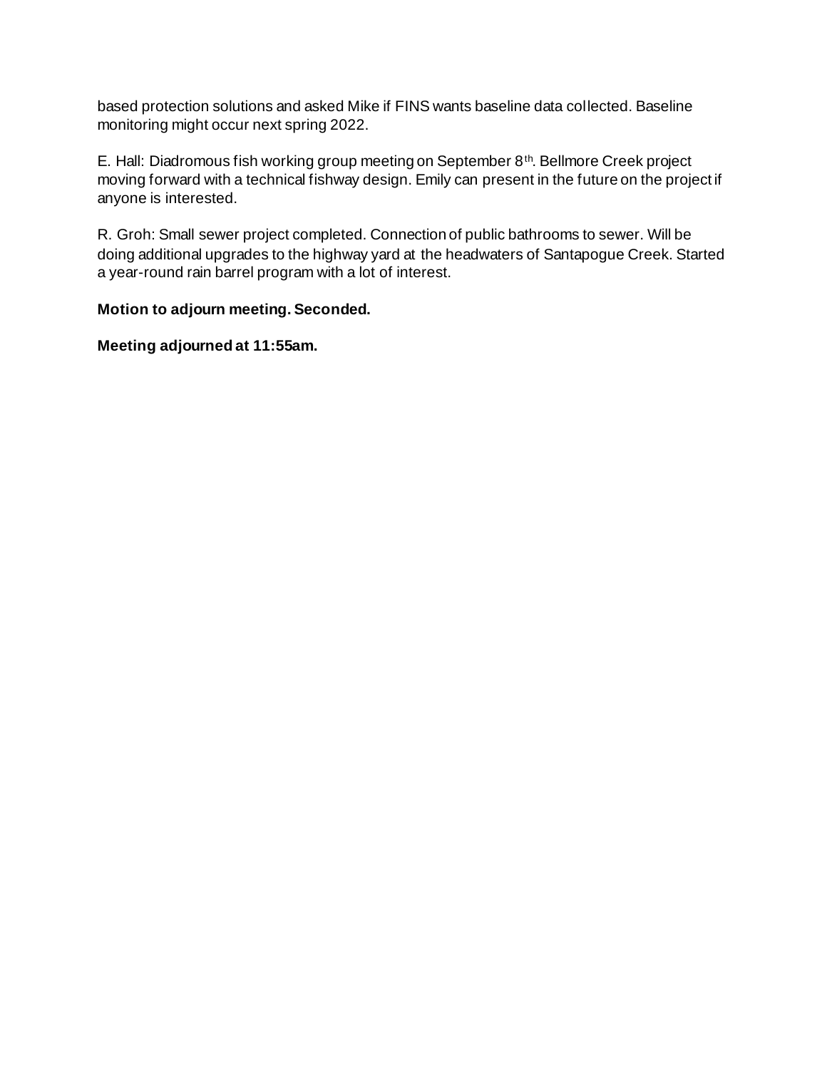based protection solutions and asked Mike if FINS wants baseline data collected. Baseline monitoring might occur next spring 2022.

E. Hall: Diadromous fish working group meeting on September 8th. Bellmore Creek project moving forward with a technical fishway design. Emily can present in the future on the project if anyone is interested.

R. Groh: Small sewer project completed. Connection of public bathrooms to sewer. Will be doing additional upgrades to the highway yard at the headwaters of Santapogue Creek. Started a year-round rain barrel program with a lot of interest.

**Motion to adjourn meeting. Seconded.**

**Meeting adjourned at 11:55am.**